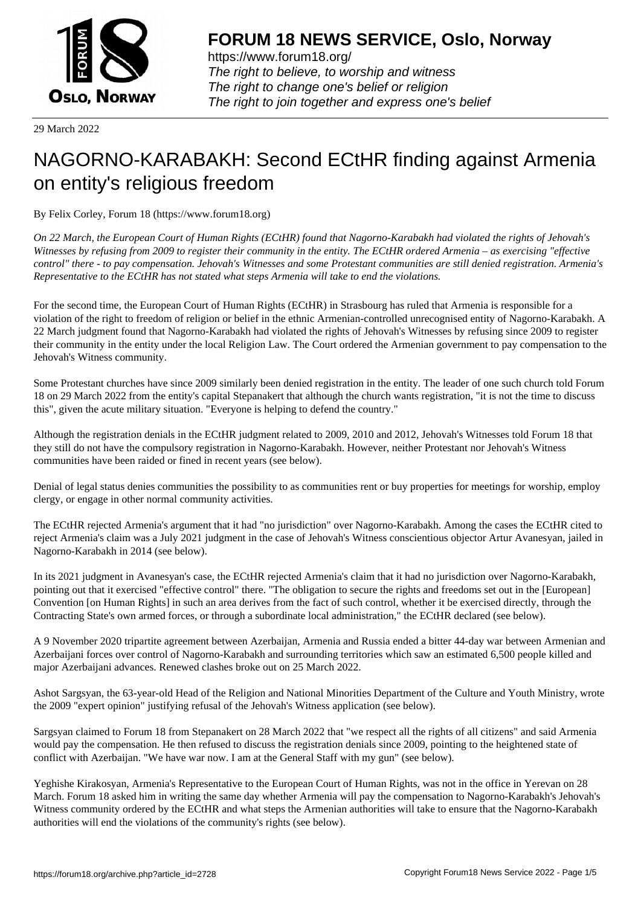**FORUM 18 NEWS SERVICE, Oslo, Norway**

https://www.forum18.org/
*The right to believe, to worship and witness*
*The right to change one's belief or religion*
*The right to join together and express one's belief*

29 March 2022

# NAGORNO-KARABAKH: Second ECtHR finding against Armenia on entity's religious freedom

By Felix Corley, Forum 18 (https://www.forum18.org)

*On 22 March, the European Court of Human Rights (ECtHR) found that Nagorno-Karabakh had violated the rights of Jehovah's Witnesses by refusing from 2009 to register their community in the entity. The ECtHR ordered Armenia – as exercising "effective control" there - to pay compensation. Jehovah's Witnesses and some Protestant communities are still denied registration. Armenia's Representative to the ECtHR has not stated what steps Armenia will take to end the violations.*

For the second time, the European Court of Human Rights (ECtHR) in Strasbourg has ruled that Armenia is responsible for a violation of the right to freedom of religion or belief in the ethnic Armenian-controlled unrecognised entity of Nagorno-Karabakh. A 22 March judgment found that Nagorno-Karabakh had violated the rights of Jehovah's Witnesses by refusing since 2009 to register their community in the entity under the local Religion Law. The Court ordered the Armenian government to pay compensation to the Jehovah's Witness community.

Some Protestant churches have since 2009 similarly been denied registration in the entity. The leader of one such church told Forum 18 on 29 March 2022 from the entity's capital Stepanakert that although the church wants registration, "it is not the time to discuss this", given the acute military situation. "Everyone is helping to defend the country."

Although the registration denials in the ECtHR judgment related to 2009, 2010 and 2012, Jehovah's Witnesses told Forum 18 that they still do not have the compulsory registration in Nagorno-Karabakh. However, neither Protestant nor Jehovah's Witness communities have been raided or fined in recent years (see below).

Denial of legal status denies communities the possibility to as communities rent or buy properties for meetings for worship, employ clergy, or engage in other normal community activities.

The ECtHR rejected Armenia's argument that it had "no jurisdiction" over Nagorno-Karabakh. Among the cases the ECtHR cited to reject Armenia's claim was a July 2021 judgment in the case of Jehovah's Witness conscientious objector Artur Avanesyan, jailed in Nagorno-Karabakh in 2014 (see below).

In its 2021 judgment in Avanesyan's case, the ECtHR rejected Armenia's claim that it had no jurisdiction over Nagorno-Karabakh, pointing out that it exercised "effective control" there. "The obligation to secure the rights and freedoms set out in the [European] Convention [on Human Rights] in such an area derives from the fact of such control, whether it be exercised directly, through the Contracting State's own armed forces, or through a subordinate local administration," the ECtHR declared (see below).

A 9 November 2020 tripartite agreement between Azerbaijan, Armenia and Russia ended a bitter 44-day war between Armenian and Azerbaijani forces over control of Nagorno-Karabakh and surrounding territories which saw an estimated 6,500 people killed and major Azerbaijani advances. Renewed clashes broke out on 25 March 2022.

Ashot Sargsyan, the 63-year-old Head of the Religion and National Minorities Department of the Culture and Youth Ministry, wrote the 2009 "expert opinion" justifying refusal of the Jehovah's Witness application (see below).

Sargsyan claimed to Forum 18 from Stepanakert on 28 March 2022 that "we respect all the rights of all citizens" and said Armenia would pay the compensation. He then refused to discuss the registration denials since 2009, pointing to the heightened state of conflict with Azerbaijan. "We have war now. I am at the General Staff with my gun" (see below).

Yeghishe Kirakosyan, Armenia's Representative to the European Court of Human Rights, was not in the office in Yerevan on 28 March. Forum 18 asked him in writing the same day whether Armenia will pay the compensation to Nagorno-Karabakh's Jehovah's Witness community ordered by the ECtHR and what steps the Armenian authorities will take to ensure that the Nagorno-Karabakh authorities will end the violations of the community's rights (see below).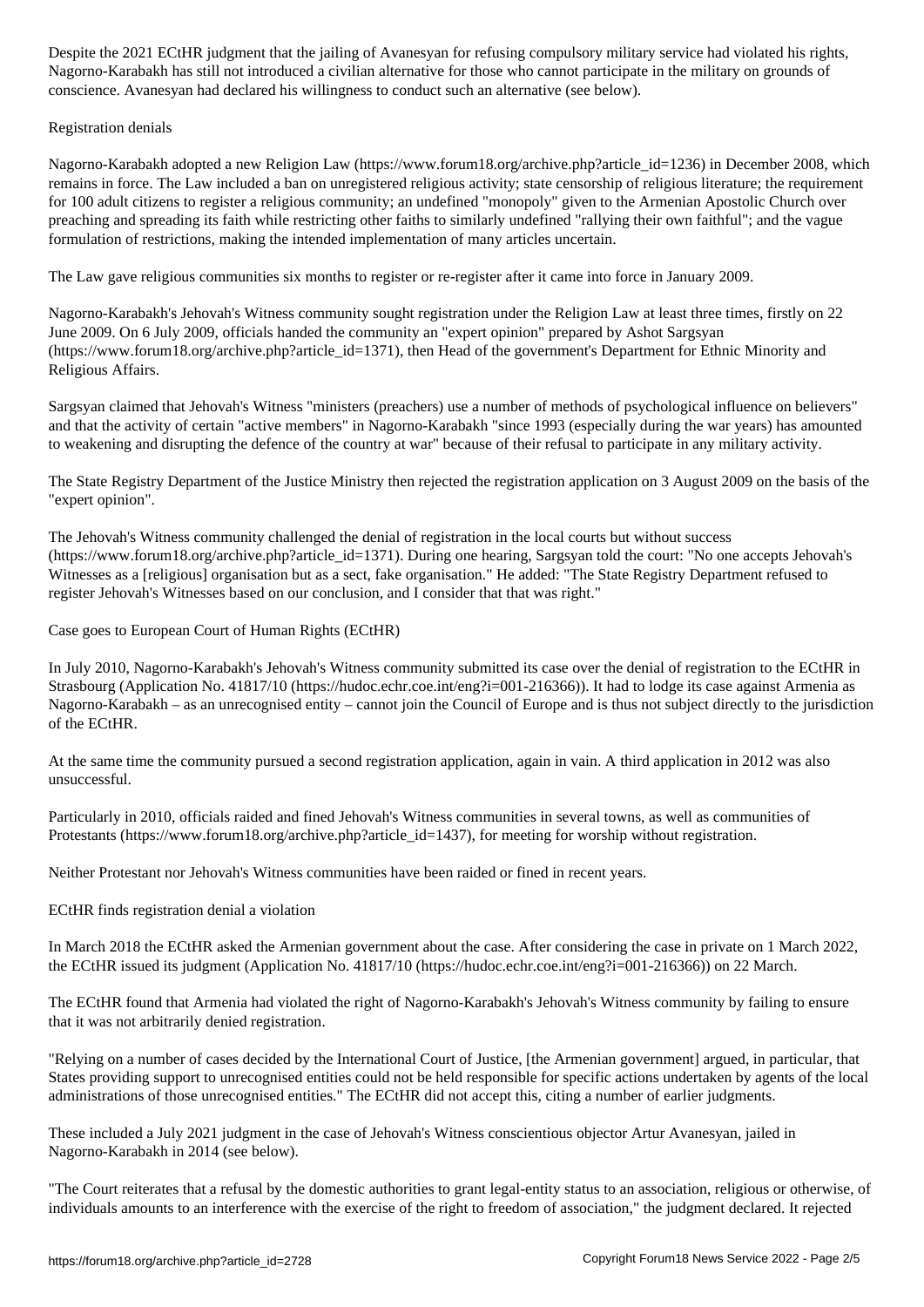Despite the 2021 ECtHR judgment that the jailing of Avanesyan for refusing compulsory military service had violated his rights, Nagorno-Karabakh has still not introduced a civilian alternative for those who cannot participate in the military on grounds of conscience. Avanesyan had declared his willingness to conduct such an alternative (see below).

## Registration denials

Nagorno-Karabakh adopted a new Religion Law (https://www.forum18.org/archive.php?article_id=1236) in December 2008, which remains in force. The Law included a ban on unregistered religious activity; state censorship of religious literature; the requirement for 100 adult citizens to register a religious community; an undefined "monopoly" given to the Armenian Apostolic Church over preaching and spreading its faith while restricting other faiths to similarly undefined "rallying their own faithful"; and the vague formulation of restrictions, making the intended implementation of many articles uncertain.

The Law gave religious communities six months to register or re-register after it came into force in January 2009.

Nagorno-Karabakh's Jehovah's Witness community sought registration under the Religion Law at least three times, firstly on 22 June 2009. On 6 July 2009, officials handed the community an "expert opinion" prepared by Ashot Sargsyan (https://www.forum18.org/archive.php?article_id=1371), then Head of the government's Department for Ethnic Minority and Religious Affairs.

Sargsyan claimed that Jehovah's Witness "ministers (preachers) use a number of methods of psychological influence on believers" and that the activity of certain "active members" in Nagorno-Karabakh "since 1993 (especially during the war years) has amounted to weakening and disrupting the defence of the country at war" because of their refusal to participate in any military activity.

The State Registry Department of the Justice Ministry then rejected the registration application on 3 August 2009 on the basis of the "expert opinion".

The Jehovah's Witness community challenged the denial of registration in the local courts but without success (https://www.forum18.org/archive.php?article_id=1371). During one hearing, Sargsyan told the court: "No one accepts Jehovah's Witnesses as a [religious] organisation but as a sect, fake organisation." He added: "The State Registry Department refused to register Jehovah's Witnesses based on our conclusion, and I consider that that was right."

## Case goes to European Court of Human Rights (ECtHR)

In July 2010, Nagorno-Karabakh's Jehovah's Witness community submitted its case over the denial of registration to the ECtHR in Strasbourg (Application No. 41817/10 (https://hudoc.echr.coe.int/eng?i=001-216366)). It had to lodge its case against Armenia as Nagorno-Karabakh – as an unrecognised entity – cannot join the Council of Europe and is thus not subject directly to the jurisdiction of the ECtHR.

At the same time the community pursued a second registration application, again in vain. A third application in 2012 was also unsuccessful.

Particularly in 2010, officials raided and fined Jehovah's Witness communities in several towns, as well as communities of Protestants (https://www.forum18.org/archive.php?article_id=1437), for meeting for worship without registration.

Neither Protestant nor Jehovah's Witness communities have been raided or fined in recent years.

## ECtHR finds registration denial a violation

In March 2018 the ECtHR asked the Armenian government about the case. After considering the case in private on 1 March 2022, the ECtHR issued its judgment (Application No. 41817/10 (https://hudoc.echr.coe.int/eng?i=001-216366)) on 22 March.

The ECtHR found that Armenia had violated the right of Nagorno-Karabakh's Jehovah's Witness community by failing to ensure that it was not arbitrarily denied registration.

"Relying on a number of cases decided by the International Court of Justice, [the Armenian government] argued, in particular, that States providing support to unrecognised entities could not be held responsible for specific actions undertaken by agents of the local administrations of those unrecognised entities." The ECtHR did not accept this, citing a number of earlier judgments.

These included a July 2021 judgment in the case of Jehovah's Witness conscientious objector Artur Avanesyan, jailed in Nagorno-Karabakh in 2014 (see below).

"The Court reiterates that a refusal by the domestic authorities to grant legal-entity status to an association, religious or otherwise, of individuals amounts to an interference with the exercise of the right to freedom of association," the judgment declared. It rejected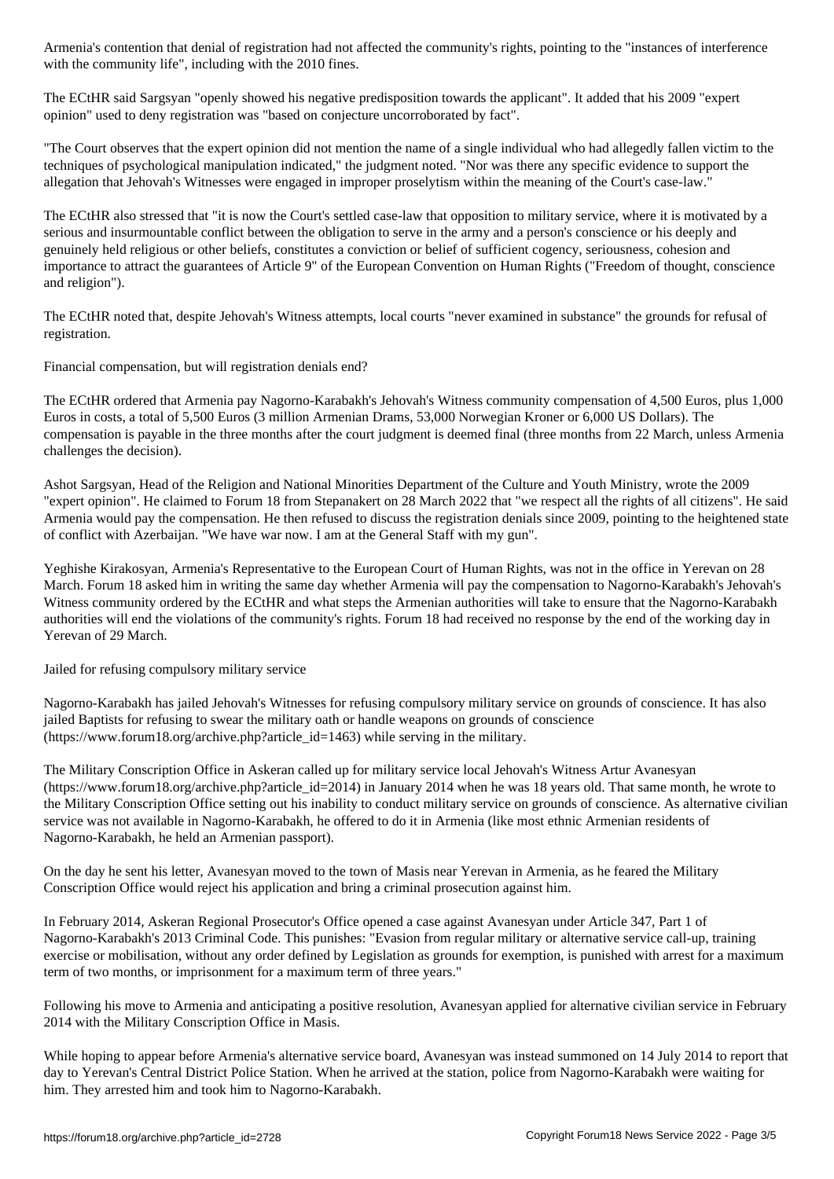Armenia's contention that denial of registration had not affected the community's rights, pointing to the "instances of interference with the community life", including with the 2010 fines.

The ECtHR said Sargsyan "openly showed his negative predisposition towards the applicant". It added that his 2009 "expert opinion" used to deny registration was "based on conjecture uncorroborated by fact".

"The Court observes that the expert opinion did not mention the name of a single individual who had allegedly fallen victim to the techniques of psychological manipulation indicated," the judgment noted. "Nor was there any specific evidence to support the allegation that Jehovah's Witnesses were engaged in improper proselytism within the meaning of the Court's case-law."

The ECtHR also stressed that "it is now the Court's settled case-law that opposition to military service, where it is motivated by a serious and insurmountable conflict between the obligation to serve in the army and a person's conscience or his deeply and genuinely held religious or other beliefs, constitutes a conviction or belief of sufficient cogency, seriousness, cohesion and importance to attract the guarantees of Article 9" of the European Convention on Human Rights ("Freedom of thought, conscience and religion").

The ECtHR noted that, despite Jehovah's Witness attempts, local courts "never examined in substance" the grounds for refusal of registration.

## Financial compensation, but will registration denials end?

The ECtHR ordered that Armenia pay Nagorno-Karabakh's Jehovah's Witness community compensation of 4,500 Euros, plus 1,000 Euros in costs, a total of 5,500 Euros (3 million Armenian Drams, 53,000 Norwegian Kroner or 6,000 US Dollars). The compensation is payable in the three months after the court judgment is deemed final (three months from 22 March, unless Armenia challenges the decision).

Ashot Sargsyan, Head of the Religion and National Minorities Department of the Culture and Youth Ministry, wrote the 2009 "expert opinion". He claimed to Forum 18 from Stepanakert on 28 March 2022 that "we respect all the rights of all citizens". He said Armenia would pay the compensation. He then refused to discuss the registration denials since 2009, pointing to the heightened state of conflict with Azerbaijan. "We have war now. I am at the General Staff with my gun".

Yeghishe Kirakosyan, Armenia's Representative to the European Court of Human Rights, was not in the office in Yerevan on 28 March. Forum 18 asked him in writing the same day whether Armenia will pay the compensation to Nagorno-Karabakh's Jehovah's Witness community ordered by the ECtHR and what steps the Armenian authorities will take to ensure that the Nagorno-Karabakh authorities will end the violations of the community's rights. Forum 18 had received no response by the end of the working day in Yerevan of 29 March.

## Jailed for refusing compulsory military service

Nagorno-Karabakh has jailed Jehovah's Witnesses for refusing compulsory military service on grounds of conscience. It has also jailed Baptists for refusing to swear the military oath or handle weapons on grounds of conscience (https://www.forum18.org/archive.php?article_id=1463) while serving in the military.

The Military Conscription Office in Askeran called up for military service local Jehovah's Witness Artur Avanesyan (https://www.forum18.org/archive.php?article_id=2014) in January 2014 when he was 18 years old. That same month, he wrote to the Military Conscription Office setting out his inability to conduct military service on grounds of conscience. As alternative civilian service was not available in Nagorno-Karabakh, he offered to do it in Armenia (like most ethnic Armenian residents of Nagorno-Karabakh, he held an Armenian passport).

On the day he sent his letter, Avanesyan moved to the town of Masis near Yerevan in Armenia, as he feared the Military Conscription Office would reject his application and bring a criminal prosecution against him.

In February 2014, Askeran Regional Prosecutor's Office opened a case against Avanesyan under Article 347, Part 1 of Nagorno-Karabakh's 2013 Criminal Code. This punishes: "Evasion from regular military or alternative service call-up, training exercise or mobilisation, without any order defined by Legislation as grounds for exemption, is punished with arrest for a maximum term of two months, or imprisonment for a maximum term of three years."

Following his move to Armenia and anticipating a positive resolution, Avanesyan applied for alternative civilian service in February 2014 with the Military Conscription Office in Masis.

While hoping to appear before Armenia's alternative service board, Avanesyan was instead summoned on 14 July 2014 to report that day to Yerevan's Central District Police Station. When he arrived at the station, police from Nagorno-Karabakh were waiting for him. They arrested him and took him to Nagorno-Karabakh.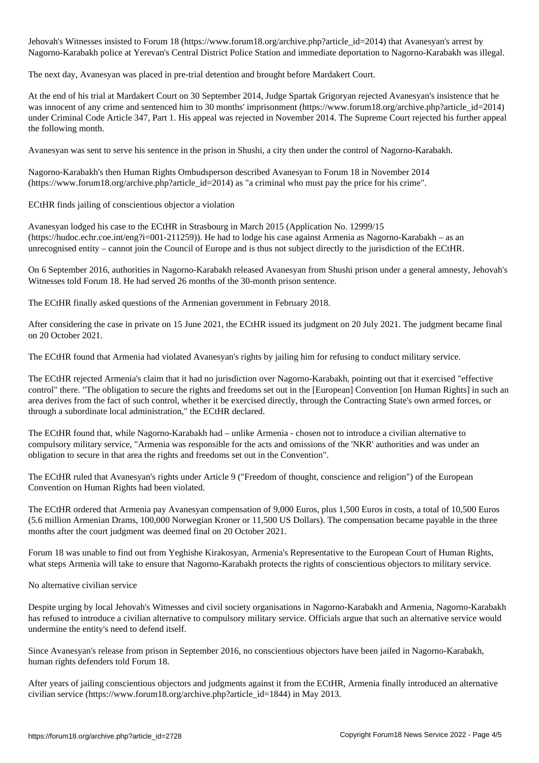Jehovah's Witnesses insisted to Forum 18 (https://www.forum18.org/archive.php?article_id=2014) that Avanesyan's arrest by Nagorno-Karabakh police at Yerevan's Central District Police Station and immediate deportation to Nagorno-Karabakh was illegal.

The next day, Avanesyan was placed in pre-trial detention and brought before Mardakert Court.

At the end of his trial at Mardakert Court on 30 September 2014, Judge Spartak Grigoryan rejected Avanesyan's insistence that he was innocent of any crime and sentenced him to 30 months' imprisonment (https://www.forum18.org/archive.php?article_id=2014) under Criminal Code Article 347, Part 1. His appeal was rejected in November 2014. The Supreme Court rejected his further appeal the following month.

Avanesyan was sent to serve his sentence in the prison in Shushi, a city then under the control of Nagorno-Karabakh.

Nagorno-Karabakh's then Human Rights Ombudsperson described Avanesyan to Forum 18 in November 2014 (https://www.forum18.org/archive.php?article_id=2014) as "a criminal who must pay the price for his crime".

## ECtHR finds jailing of conscientious objector a violation

Avanesyan lodged his case to the ECtHR in Strasbourg in March 2015 (Application No. 12999/15 (https://hudoc.echr.coe.int/eng?i=001-211259)). He had to lodge his case against Armenia as Nagorno-Karabakh – as an unrecognised entity – cannot join the Council of Europe and is thus not subject directly to the jurisdiction of the ECtHR.

On 6 September 2016, authorities in Nagorno-Karabakh released Avanesyan from Shushi prison under a general amnesty, Jehovah's Witnesses told Forum 18. He had served 26 months of the 30-month prison sentence.

The ECtHR finally asked questions of the Armenian government in February 2018.

After considering the case in private on 15 June 2021, the ECtHR issued its judgment on 20 July 2021. The judgment became final on 20 October 2021.

The ECtHR found that Armenia had violated Avanesyan's rights by jailing him for refusing to conduct military service.

The ECtHR rejected Armenia's claim that it had no jurisdiction over Nagorno-Karabakh, pointing out that it exercised "effective control" there. "The obligation to secure the rights and freedoms set out in the [European] Convention [on Human Rights] in such an area derives from the fact of such control, whether it be exercised directly, through the Contracting State's own armed forces, or through a subordinate local administration," the ECtHR declared.

The ECtHR found that, while Nagorno-Karabakh had – unlike Armenia - chosen not to introduce a civilian alternative to compulsory military service, "Armenia was responsible for the acts and omissions of the 'NKR' authorities and was under an obligation to secure in that area the rights and freedoms set out in the Convention".

The ECtHR ruled that Avanesyan's rights under Article 9 ("Freedom of thought, conscience and religion") of the European Convention on Human Rights had been violated.

The ECtHR ordered that Armenia pay Avanesyan compensation of 9,000 Euros, plus 1,500 Euros in costs, a total of 10,500 Euros (5.6 million Armenian Drams, 100,000 Norwegian Kroner or 11,500 US Dollars). The compensation became payable in the three months after the court judgment was deemed final on 20 October 2021.

Forum 18 was unable to find out from Yeghishe Kirakosyan, Armenia's Representative to the European Court of Human Rights, what steps Armenia will take to ensure that Nagorno-Karabakh protects the rights of conscientious objectors to military service.

## No alternative civilian service

Despite urging by local Jehovah's Witnesses and civil society organisations in Nagorno-Karabakh and Armenia, Nagorno-Karabakh has refused to introduce a civilian alternative to compulsory military service. Officials argue that such an alternative service would undermine the entity's need to defend itself.

Since Avanesyan's release from prison in September 2016, no conscientious objectors have been jailed in Nagorno-Karabakh, human rights defenders told Forum 18.

After years of jailing conscientious objectors and judgments against it from the ECtHR, Armenia finally introduced an alternative civilian service (https://www.forum18.org/archive.php?article_id=1844) in May 2013.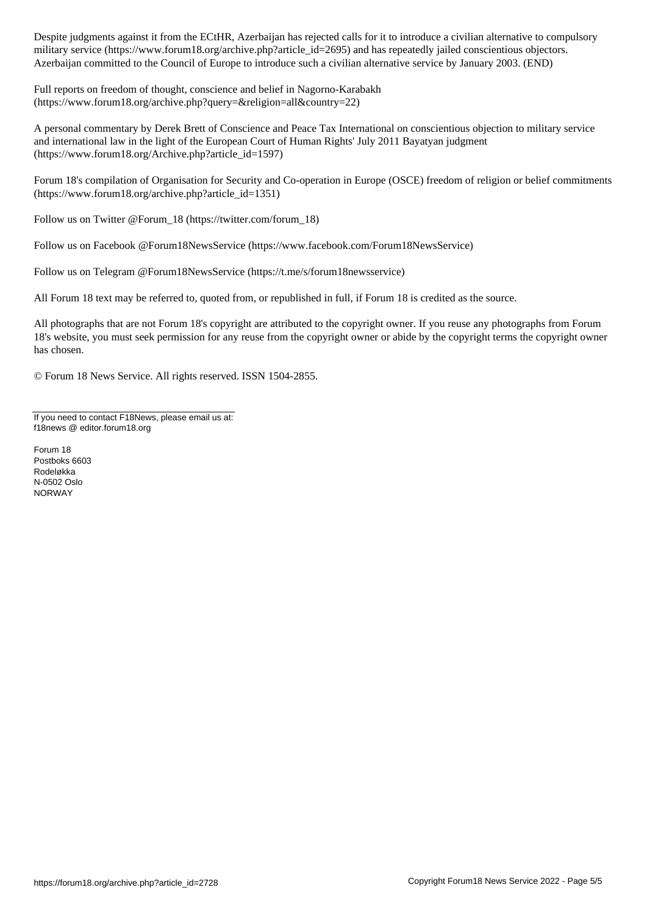Despite judgments against it from the ECtHR, Azerbaijan has rejected calls for it to introduce a civilian alternative to compulsory military service (https://www.forum18.org/archive.php?article_id=2695) and has repeatedly jailed conscientious objectors. Azerbaijan committed to the Council of Europe to introduce such a civilian alternative service by January 2003. (END)

Full reports on freedom of thought, conscience and belief in Nagorno-Karabakh (https://www.forum18.org/archive.php?query=&religion=all&country=22)

A personal commentary by Derek Brett of Conscience and Peace Tax International on conscientious objection to military service and international law in the light of the European Court of Human Rights' July 2011 Bayatyan judgment (https://www.forum18.org/Archive.php?article_id=1597)

Forum 18's compilation of Organisation for Security and Co-operation in Europe (OSCE) freedom of religion or belief commitments (https://www.forum18.org/archive.php?article_id=1351)

Follow us on Twitter @Forum_18 (https://twitter.com/forum_18)

Follow us on Facebook @Forum18NewsService (https://www.facebook.com/Forum18NewsService)

Follow us on Telegram @Forum18NewsService (https://t.me/s/forum18newsservice)

All Forum 18 text may be referred to, quoted from, or republished in full, if Forum 18 is credited as the source.

All photographs that are not Forum 18's copyright are attributed to the copyright owner. If you reuse any photographs from Forum 18's website, you must seek permission for any reuse from the copyright owner or abide by the copyright terms the copyright owner has chosen.

© Forum 18 News Service. All rights reserved. ISSN 1504-2855.

If you need to contact F18News, please email us at:
f18news @ editor.forum18.org

Forum 18
Postboks 6603
Rodeløkka
N-0502 Oslo
NORWAY